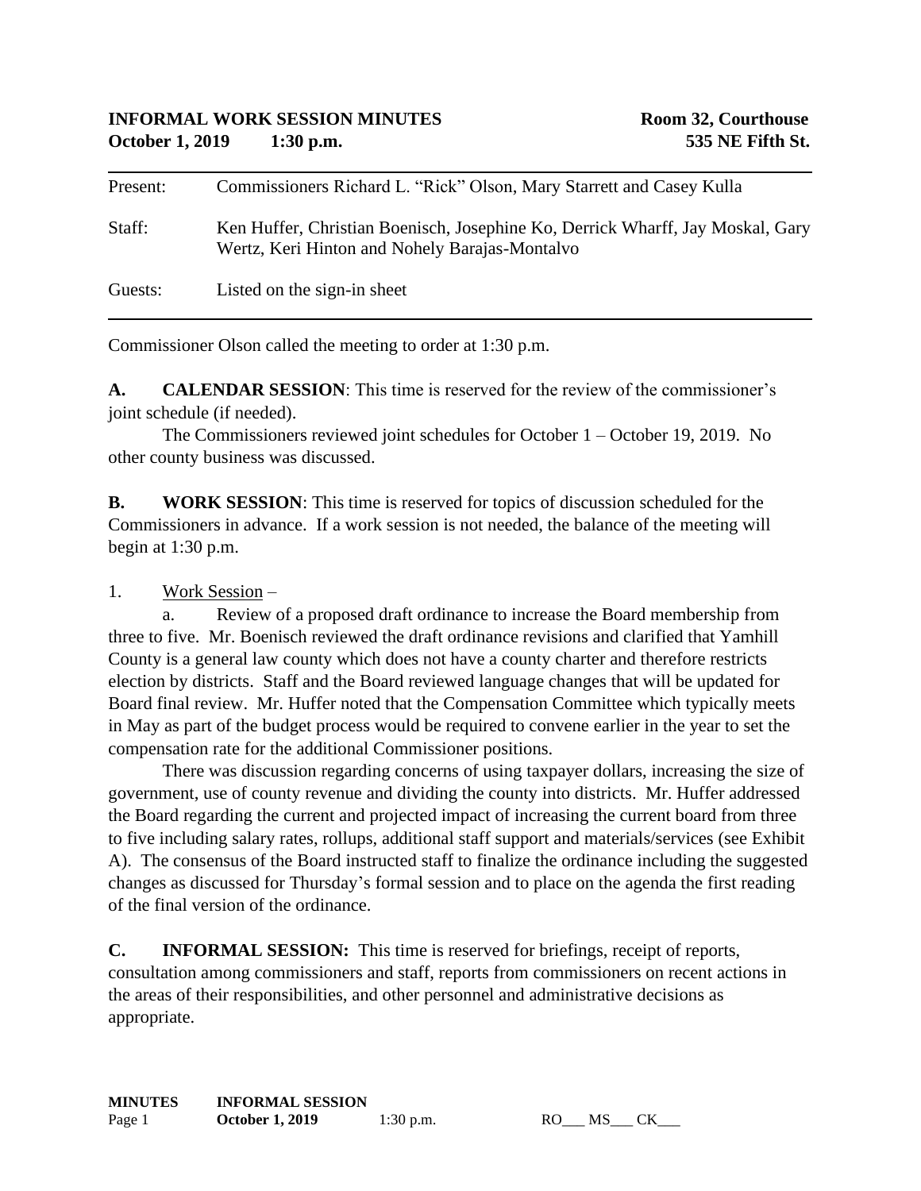**INFORMAL WORK SESSION MINUTES** **Room 32, Courthouse**
**October 1, 2019 1:30 p.m.** **535 NE Fifth St.**

---

| | |
|---|---|
| Present: | Commissioners Richard L. "Rick" Olson, Mary Starrett and Casey Kulla |
| Staff: | Ken Huffer, Christian Boenisch, Josephine Ko, Derrick Wharff, Jay Moskal, Gary Wertz, Keri Hinton and Nohely Barajas-Montalvo |
| Guests: | Listed on the sign-in sheet |

---

Commissioner Olson called the meeting to order at 1:30 p.m.

**A. CALENDAR SESSION**: This time is reserved for the review of the commissioner's joint schedule (if needed).

The Commissioners reviewed joint schedules for October 1 – October 19, 2019. No other county business was discussed.

**B. WORK SESSION**: This time is reserved for topics of discussion scheduled for the Commissioners in advance. If a work session is not needed, the balance of the meeting will begin at 1:30 p.m.

1. Work Session –

a. Review of a proposed draft ordinance to increase the Board membership from three to five. Mr. Boenisch reviewed the draft ordinance revisions and clarified that Yamhill County is a general law county which does not have a county charter and therefore restricts election by districts. Staff and the Board reviewed language changes that will be updated for Board final review. Mr. Huffer noted that the Compensation Committee which typically meets in May as part of the budget process would be required to convene earlier in the year to set the compensation rate for the additional Commissioner positions.

There was discussion regarding concerns of using taxpayer dollars, increasing the size of government, use of county revenue and dividing the county into districts. Mr. Huffer addressed the Board regarding the current and projected impact of increasing the current board from three to five including salary rates, rollups, additional staff support and materials/services (see Exhibit A). The consensus of the Board instructed staff to finalize the ordinance including the suggested changes as discussed for Thursday's formal session and to place on the agenda the first reading of the final version of the ordinance.

**C. INFORMAL SESSION:** This time is reserved for briefings, receipt of reports, consultation among commissioners and staff, reports from commissioners on recent actions in the areas of their responsibilities, and other personnel and administrative decisions as appropriate.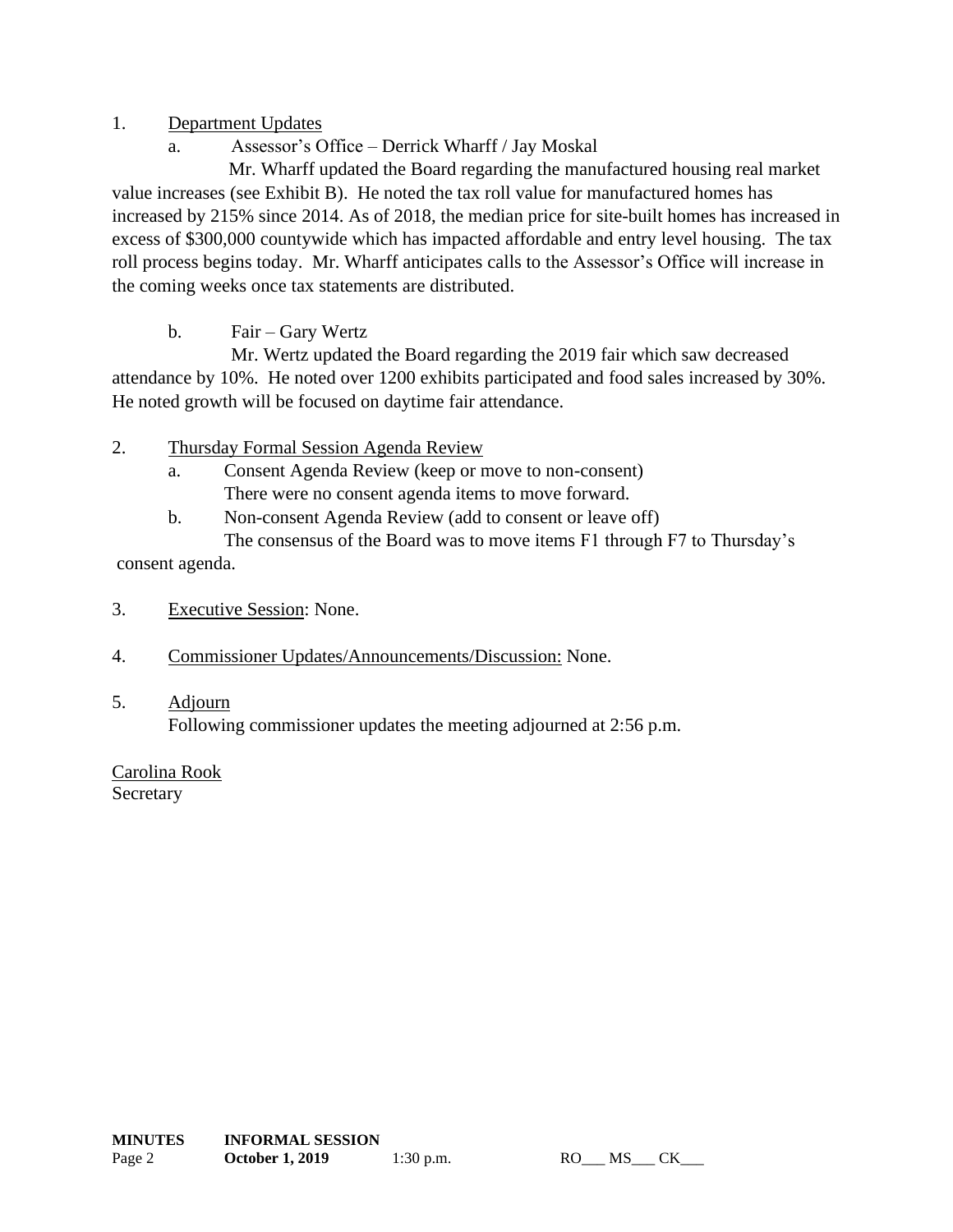1. Department Updates

   a. Assessor's Office – Derrick Wharff / Jay Moskal

   Mr. Wharff updated the Board regarding the manufactured housing real market value increases (see Exhibit B). He noted the tax roll value for manufactured homes has increased by 215% since 2014. As of 2018, the median price for site-built homes has increased in excess of $300,000 countywide which has impacted affordable and entry level housing. The tax roll process begins today. Mr. Wharff anticipates calls to the Assessor's Office will increase in the coming weeks once tax statements are distributed.

   b. Fair – Gary Wertz

   Mr. Wertz updated the Board regarding the 2019 fair which saw decreased attendance by 10%. He noted over 1200 exhibits participated and food sales increased by 30%. He noted growth will be focused on daytime fair attendance.

2. Thursday Formal Session Agenda Review

   a. Consent Agenda Review (keep or move to non-consent)
   There were no consent agenda items to move forward.

   b. Non-consent Agenda Review (add to consent or leave off)
   The consensus of the Board was to move items F1 through F7 to Thursday's consent agenda.

3. Executive Session: None.

4. Commissioner Updates/Announcements/Discussion: None.

5. Adjourn
   Following commissioner updates the meeting adjourned at 2:56 p.m.

Carolina Rook
Secretary

**MINUTES** **INFORMAL SESSION**
Page 2 **October 1, 2019** 1:30 p.m. RO___ MS___ CK___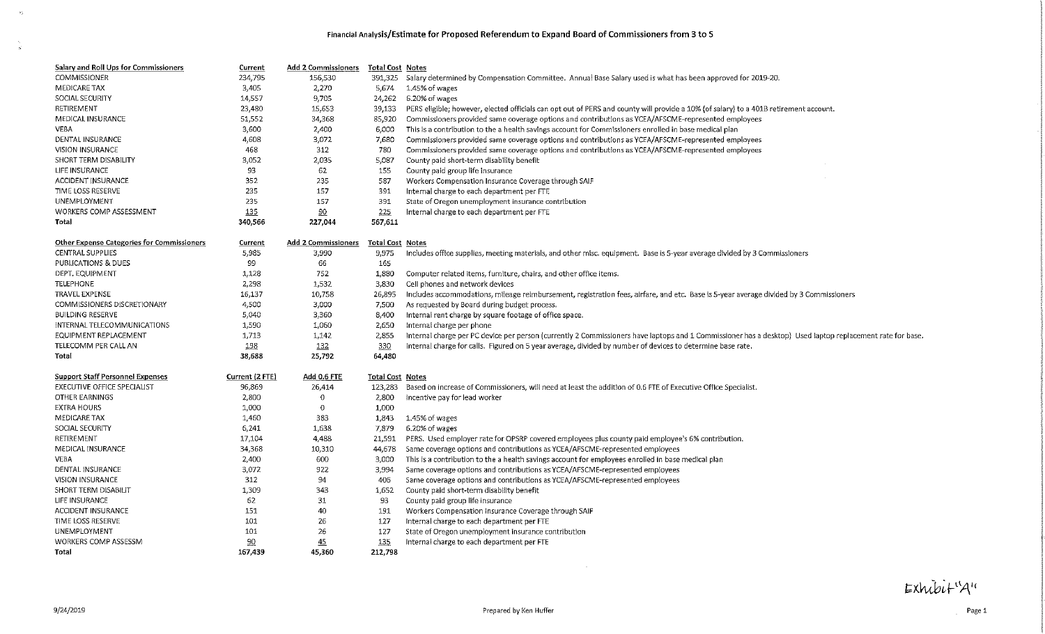# Financial Analysis/Estimate for Proposed Referendum to Expand Board of Commissioners from 3 to 5

| Salary and Roll Ups for Commissioners | Current | Add 2 Commissioners | Total Cost | Notes |
|---|---|---|---|---|
| COMMISSIONER | 234,795 | 156,530 | 391,325 | Salary determined by Compensation Committee. Annual Base Salary used is what has been approved for 2019-20. |
| MEDICARE TAX | 3,405 | 2,270 | 5,674 | 1.45% of wages |
| SOCIAL SECURITY | 14,557 | 9,705 | 24,262 | 6.20% of wages |
| RETIREMENT | 23,480 | 15,653 | 39,133 | PERS eligible; however, elected officials can opt out of PERS and county will provide a 10% (of salary) to a 401B retirement account. |
| MEDICAL INSURANCE | 51,552 | 34,368 | 85,920 | Commissioners provided same coverage options and contributions as YCEA/AFSCME-represented employees |
| VEBA | 3,600 | 2,400 | 6,000 | This is a contribution to the a health savings account for Commissioners enrolled in base medical plan |
| DENTAL INSURANCE | 4,608 | 3,072 | 7,680 | Commissioners provided same coverage options and contributions as YCEA/AFSCME-represented employees |
| VISION INSURANCE | 468 | 312 | 780 | Commissioners provided same coverage options and contributions as YCEA/AFSCME-represented employees |
| SHORT TERM DISABILITY | 3,052 | 2,035 | 5,087 | County paid short-term disability benefit |
| LIFE INSURANCE | 93 | 62 | 155 | County paid group life insurance |
| ACCIDENT INSURANCE | 352 | 235 | 587 | Workers Compensation Insurance Coverage through SAIF |
| TIME LOSS RESERVE | 235 | 157 | 391 | Internal charge to each department per FTE |
| UNEMPLOYMENT | 235 | 157 | 391 | State of Oregon unemployment insurance contribution |
| WORKERS COMP ASSESSMENT | 135 | 90 | 225 | Internal charge to each department per FTE |
| **Total** | 340,566 | 227,044 | 567,611 | |

| Other Expense Categories for Commissioners | Current | Add 2 Commissioners | Total Cost | Notes |
|---|---|---|---|---|
| CENTRAL SUPPLIES | 5,985 | 3,990 | 9,975 | Includes office supplies, meeting materials, and other misc. equipment. Base is 5-year average divided by 3 Commissioners |
| PUBLICATIONS & DUES | 99 | 66 | 165 | |
| DEPT. EQUIPMENT | 1,128 | 752 | 1,880 | Computer related items, furniture, chairs, and other office items. |
| TELEPHONE | 2,298 | 1,532 | 3,830 | Cell phones and network devices |
| TRAVEL EXPENSE | 16,137 | 10,758 | 26,895 | Includes accommodations, mileage reimbursement, registration fees, airfare, and etc. Base is 5-year average divided by 3 Commissioners |
| COMMISSIONERS DISCRETIONARY | 4,500 | 3,000 | 7,500 | As requested by Board during budget process. |
| BUILDING RESERVE | 5,040 | 3,360 | 8,400 | Internal rent charge by square footage of office space. |
| INTERNAL TELECOMMUNICATIONS | 1,590 | 1,060 | 2,650 | Internal charge per phone |
| EQUIPMENT REPLACEMENT | 1,713 | 1,142 | 2,855 | Internal charge per PC device per person (currently 2 Commissioners have laptops and 1 Commissioner has a desktop) Used laptop replacement rate for base. |
| TELECOMM PER CALL AN | 198 | 132 | 330 | Internal charge for calls. Figured on 5 year average, divided by number of devices to determine base rate. |
| **Total** | 38,688 | 25,792 | 64,480 | |

| Support Staff Personnel Expenses | Current (2 FTE) | Add 0.6 FTE | Total Cost | Notes |
|---|---|---|---|---|
| EXECUTIVE OFFICE SPECIALIST | 96,869 | 26,414 | 123,283 | Based on increase of Commissioners, will need at least the addition of 0.6 FTE of Executive Office Specialist. |
| OTHER EARNINGS | 2,800 | 0 | 2,800 | Incentive pay for lead worker |
| EXTRA HOURS | 1,000 | 0 | 1,000 | |
| MEDICARE TAX | 1,460 | 383 | 1,843 | 1.45% of wages |
| SOCIAL SECURITY | 6,241 | 1,638 | 7,879 | 6.20% of wages |
| RETIREMENT | 17,104 | 4,488 | 21,591 | PERS. Used employer rate for OPSRP covered employees plus county paid employee's 6% contribution. |
| MEDICAL INSURANCE | 34,368 | 10,310 | 44,678 | Same coverage options and contributions as YCEA/AFSCME-represented employees |
| VEBA | 2,400 | 600 | 3,000 | This is a contribution to the a health savings account for employees enrolled in base medical plan |
| DENTAL INSURANCE | 3,072 | 922 | 3,994 | Same coverage options and contributions as YCEA/AFSCME-represented employees |
| VISION INSURANCE | 312 | 94 | 406 | Same coverage options and contributions as YCEA/AFSCME-represented employees |
| SHORT TERM DISABILIT | 1,309 | 343 | 1,652 | County paid short-term disability benefit |
| LIFE INSURANCE | 62 | 31 | 93 | County paid group life insurance |
| ACCIDENT INSURANCE | 151 | 40 | 191 | Workers Compensation Insurance Coverage through SAIF |
| TIME LOSS RESERVE | 101 | 26 | 127 | Internal charge to each department per FTE |
| UNEMPLOYMENT | 101 | 26 | 127 | State of Oregon unemployment insurance contribution |
| WORKERS COMP ASSESSM | 90 | 45 | 135 | Internal charge to each department per FTE |
| **Total** | 167,439 | 45,360 | 212,798 | |

9/24/2019 — Prepared by Ken Huffer — Exhibit "A"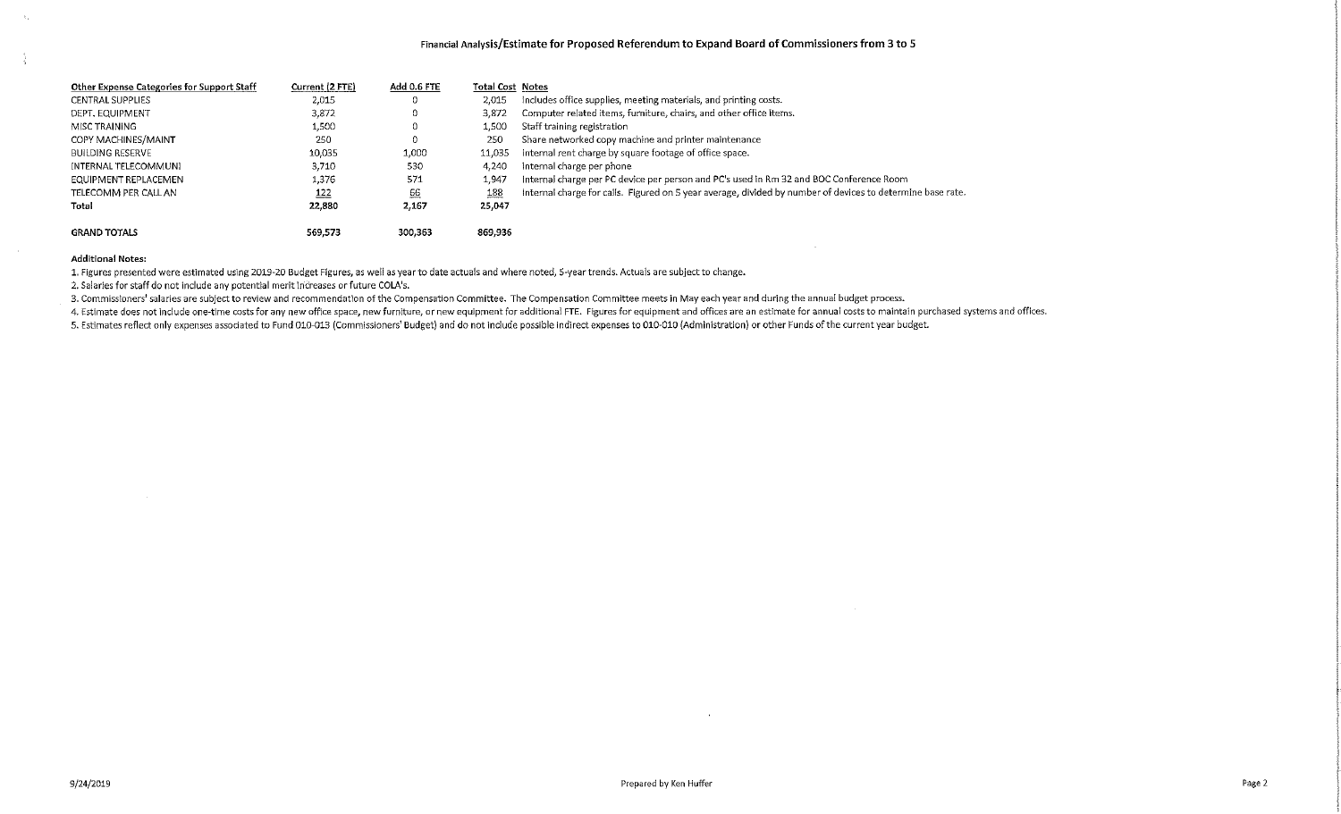### Financial Analysis/Estimate for Proposed Referendum to Expand Board of Commissioners from 3 to 5

| Other Expense Categories for Support Staff | Current (2 FTE) | Add 0.6 FTE | Total Cost | Notes |
|---|---|---|---|---|
| CENTRAL SUPPLIES | 2,015 | 0 | 2,015 | Includes office supplies, meeting materials, and printing costs. |
| DEPT. EQUIPMENT | 3,872 | 0 | 3,872 | Computer related items, furniture, chairs, and other office items. |
| MISC TRAINING | 1,500 | 0 | 1,500 | Staff training registration |
| COPY MACHINES/MAINT | 250 | 0 | 250 | Share networked copy machine and printer maintenance |
| BUILDING RESERVE | 10,035 | 1,000 | 11,035 | Internal rent charge by square footage of office space. |
| INTERNAL TELECOMMUNI | 3,710 | 530 | 4,240 | Internal charge per phone |
| EQUIPMENT REPLACEMEN | 1,376 | 571 | 1,947 | Internal charge per PC device per person and PC's used in Rm 32 and BOC Conference Room |
| TELECOMM PER CALL AN | 122 | 66 | 188 | Internal charge for calls. Figured on 5 year average, divided by number of devices to determine base rate. |
| **Total** | **22,880** | **2,167** | **25,047** | |
| | | | | |
| **GRAND TOTALS** | **569,573** | **300,363** | **869,936** | |

**Additional Notes:**

1. Figures presented were estimated using 2019-20 Budget Figures, as well as year to date actuals and where noted, 5-year trends. Actuals are subject to change.
2. Salaries for staff do not include any potential merit increases or future COLA's.
3. Commissioners' salaries are subject to review and recommendation of the Compensation Committee. The Compensation Committee meets in May each year and during the annual budget process.
4. Estimate does not include one-time costs for any new office space, new furniture, or new equipment for additional FTE. Figures for equipment and offices are an estimate for annual costs to maintain purchased systems and offices.
5. Estimates reflect only expenses associated to Fund 010-013 (Commissioners' Budget) and do not include possible indirect expenses to 010-010 (Administration) or other Funds of the current year budget.

9/24/2019

Prepared by Ken Huffer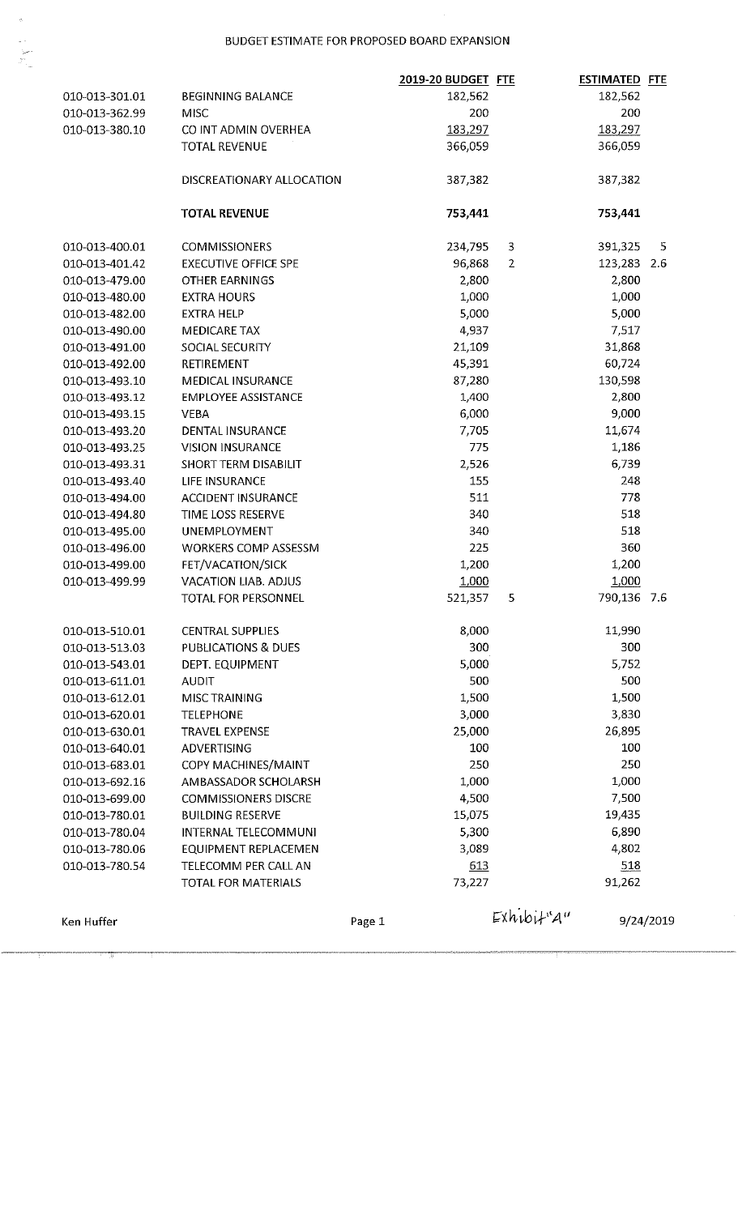# BUDGET ESTIMATE FOR PROPOSED BOARD EXPANSION

| | | 2019-20 BUDGET | FTE | ESTIMATED | FTE |
|---|---|---|---|---|---|
| 010-013-301.01 | BEGINNING BALANCE | 182,562 | | 182,562 | |
| 010-013-362.99 | MISC | 200 | | 200 | |
| 010-013-380.10 | CO INT ADMIN OVERHEA | 183,297 | | 183,297 | |
| | TOTAL REVENUE | 366,059 | | 366,059 | |
| | DISCREATIONARY ALLOCATION | 387,382 | | 387,382 | |
| | **TOTAL REVENUE** | **753,441** | | **753,441** | |
| 010-013-400.01 | COMMISSIONERS | 234,795 | 3 | 391,325 | 5 |
| 010-013-401.42 | EXECUTIVE OFFICE SPE | 96,868 | 2 | 123,283 | 2.6 |
| 010-013-479.00 | OTHER EARNINGS | 2,800 | | 2,800 | |
| 010-013-480.00 | EXTRA HOURS | 1,000 | | 1,000 | |
| 010-013-482.00 | EXTRA HELP | 5,000 | | 5,000 | |
| 010-013-490.00 | MEDICARE TAX | 4,937 | | 7,517 | |
| 010-013-491.00 | SOCIAL SECURITY | 21,109 | | 31,868 | |
| 010-013-492.00 | RETIREMENT | 45,391 | | 60,724 | |
| 010-013-493.10 | MEDICAL INSURANCE | 87,280 | | 130,598 | |
| 010-013-493.12 | EMPLOYEE ASSISTANCE | 1,400 | | 2,800 | |
| 010-013-493.15 | VEBA | 6,000 | | 9,000 | |
| 010-013-493.20 | DENTAL INSURANCE | 7,705 | | 11,674 | |
| 010-013-493.25 | VISION INSURANCE | 775 | | 1,186 | |
| 010-013-493.31 | SHORT TERM DISABILIT | 2,526 | | 6,739 | |
| 010-013-493.40 | LIFE INSURANCE | 155 | | 248 | |
| 010-013-494.00 | ACCIDENT INSURANCE | 511 | | 778 | |
| 010-013-494.80 | TIME LOSS RESERVE | 340 | | 518 | |
| 010-013-495.00 | UNEMPLOYMENT | 340 | | 518 | |
| 010-013-496.00 | WORKERS COMP ASSESSM | 225 | | 360 | |
| 010-013-499.00 | FET/VACATION/SICK | 1,200 | | 1,200 | |
| 010-013-499.99 | VACATION LIAB. ADJUS | 1,000 | | 1,000 | |
| | TOTAL FOR PERSONNEL | 521,357 | 5 | 790,136 | 7.6 |
| 010-013-510.01 | CENTRAL SUPPLIES | 8,000 | | 11,990 | |
| 010-013-513.03 | PUBLICATIONS & DUES | 300 | | 300 | |
| 010-013-543.01 | DEPT. EQUIPMENT | 5,000 | | 5,752 | |
| 010-013-611.01 | AUDIT | 500 | | 500 | |
| 010-013-612.01 | MISC TRAINING | 1,500 | | 1,500 | |
| 010-013-620.01 | TELEPHONE | 3,000 | | 3,830 | |
| 010-013-630.01 | TRAVEL EXPENSE | 25,000 | | 26,895 | |
| 010-013-640.01 | ADVERTISING | 100 | | 100 | |
| 010-013-683.01 | COPY MACHINES/MAINT | 250 | | 250 | |
| 010-013-692.16 | AMBASSADOR SCHOLARSH | 1,000 | | 1,000 | |
| 010-013-699.00 | COMMISSIONERS DISCRE | 4,500 | | 7,500 | |
| 010-013-780.01 | BUILDING RESERVE | 15,075 | | 19,435 | |
| 010-013-780.04 | INTERNAL TELECOMMUNI | 5,300 | | 6,890 | |
| 010-013-780.06 | EQUIPMENT REPLACEMEN | 3,089 | | 4,802 | |
| 010-013-780.54 | TELECOMM PER CALL AN | 613 | | 518 | |
| | TOTAL FOR MATERIALS | 73,227 | | 91,262 | |

Ken Huffer — Exhibit "A" — 9/24/2019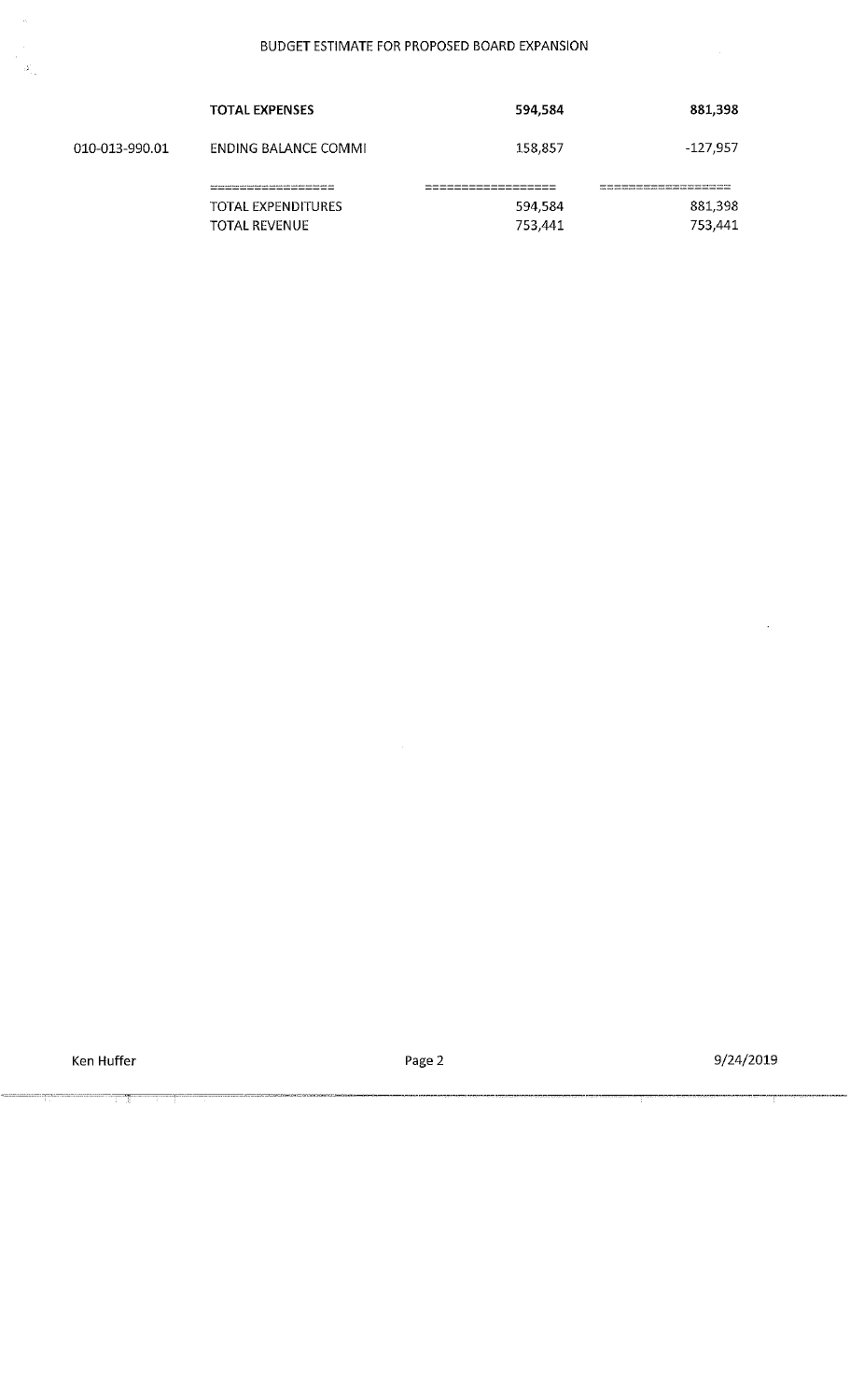BUDGET ESTIMATE FOR PROPOSED BOARD EXPANSION

| | | | |
|---|---|---|---|
| | **TOTAL EXPENSES** | **594,584** | **881,398** |
| 010-013-990.01 | ENDING BALANCE COMMI | 158,857 | -127,957 |
| | ================== | ================== | ================== |
| | TOTAL EXPENDITURES | 594,584 | 881,398 |
| | TOTAL REVENUE | 753,441 | 753,441 |

Ken Huffer 9/24/2019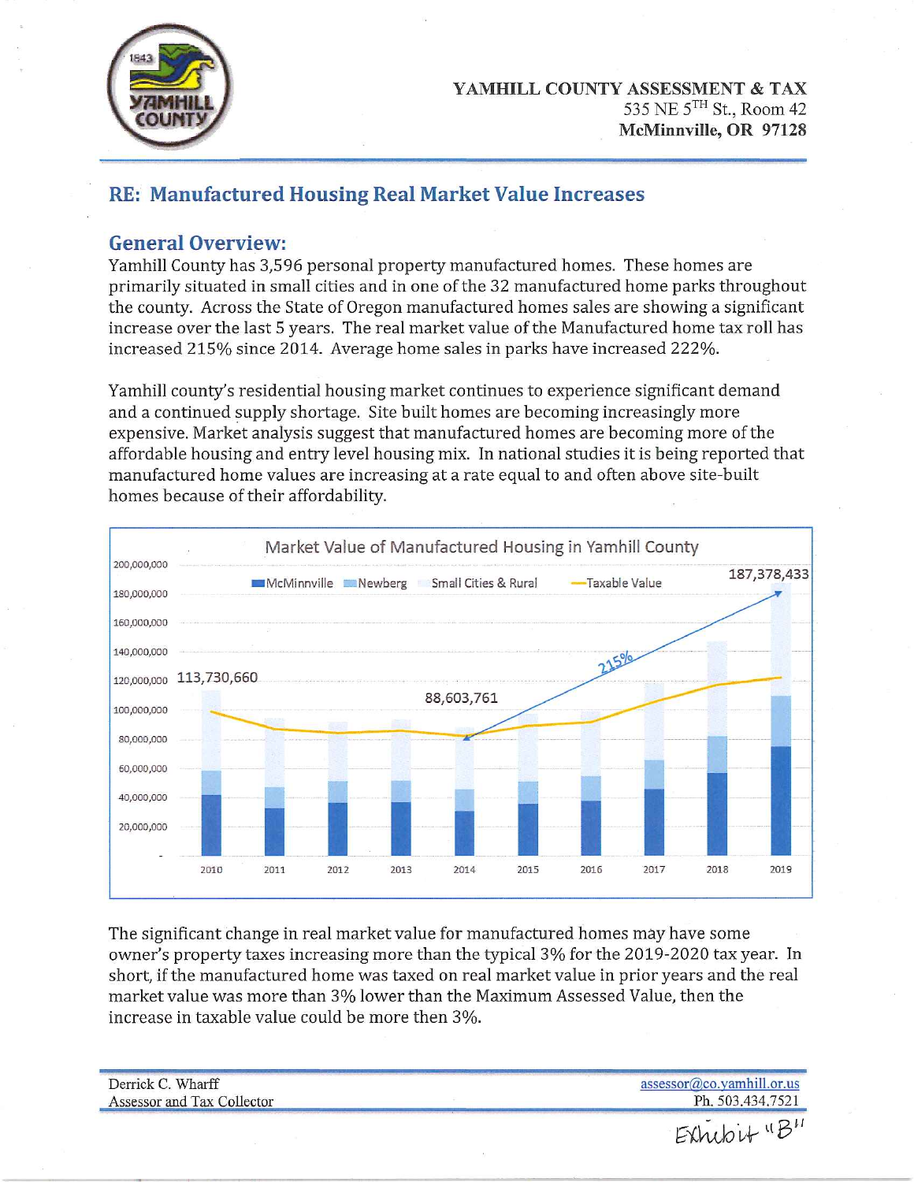YAMHILL COUNTY ASSESSMENT & TAX
535 NE 5TH St., Room 42
**McMinnville, OR 97128**

## RE: Manufactured Housing Real Market Value Increases

## General Overview:

Yamhill County has 3,596 personal property manufactured homes. These homes are primarily situated in small cities and in one of the 32 manufactured home parks throughout the county. Across the State of Oregon manufactured homes sales are showing a significant increase over the last 5 years. The real market value of the Manufactured home tax roll has increased 215% since 2014. Average home sales in parks have increased 222%.

Yamhill county's residential housing market continues to experience significant demand and a continued supply shortage. Site built homes are becoming increasingly more expensive. Market analysis suggest that manufactured homes are becoming more of the affordable housing and entry level housing mix. In national studies it is being reported that manufactured home values are increasing at a rate equal to and often above site-built homes because of their affordability.

Market Value of Manufactured Housing in Yamhill County

(Chart legend: McMinnville, Newberg, Small Cities & Rural, Taxable Value. Years 2010–2019. Labeled values: 2010: 113,730,660; 2014: 88,603,761; 2019: 187,378,433; increase from 2014 to 2019: 215%.)

The significant change in real market value for manufactured homes may have some owner's property taxes increasing more than the typical 3% for the 2019-2020 tax year. In short, if the manufactured home was taxed on real market value in prior years and the real market value was more than 3% lower than the Maximum Assessed Value, then the increase in taxable value could be more then 3%.

Derrick C. Wharff
Assessor and Tax Collector

assessor@co.yamhill.or.us
Ph. 503.434.7521

Exhibit "B"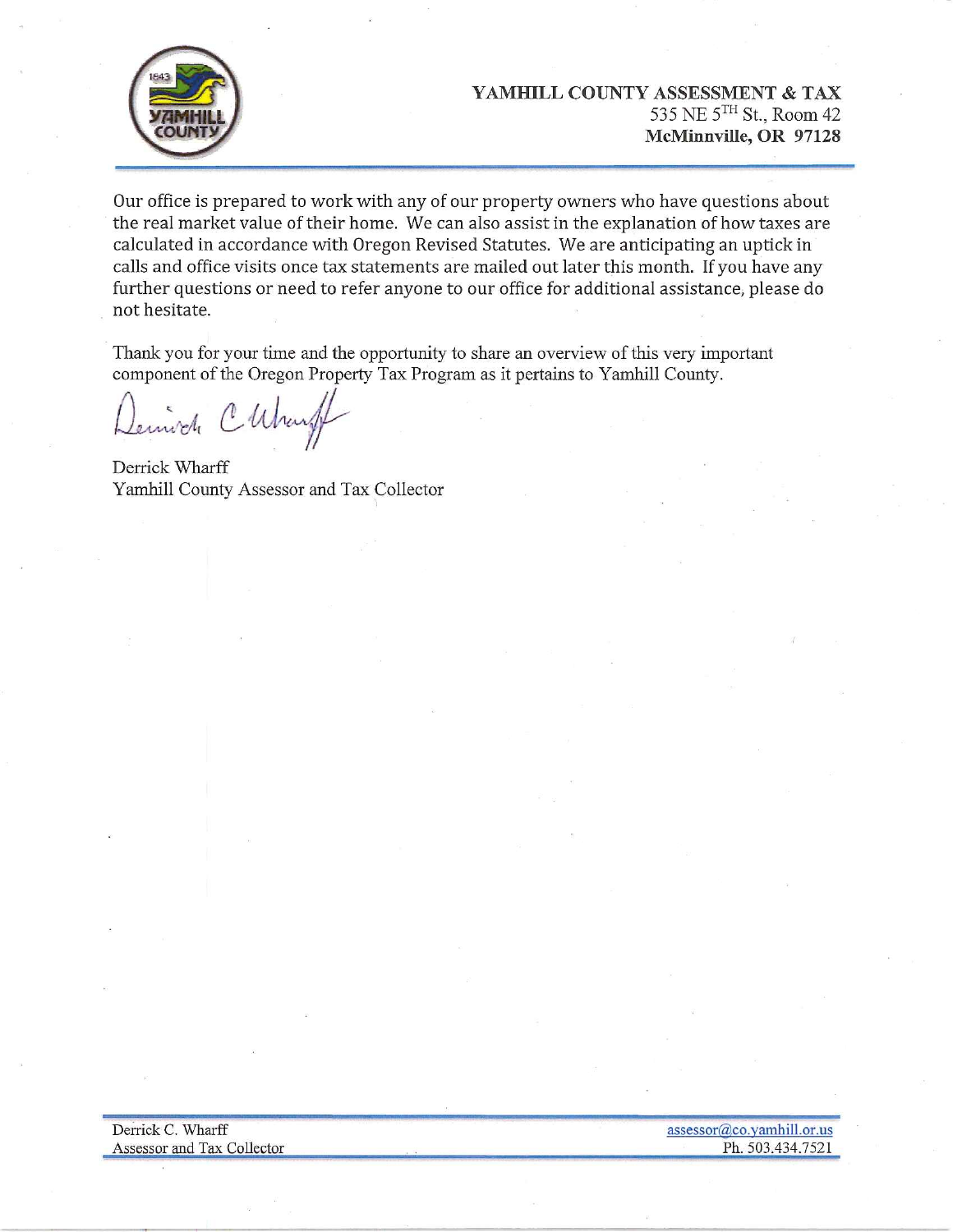**YAMHILL COUNTY ASSESSMENT & TAX**
535 NE 5TH St., Room 42
**McMinnville, OR 97128**

Our office is prepared to work with any of our property owners who have questions about the real market value of their home. We can also assist in the explanation of how taxes are calculated in accordance with Oregon Revised Statutes. We are anticipating an uptick in calls and office visits once tax statements are mailed out later this month. If you have any further questions or need to refer anyone to our office for additional assistance, please do not hesitate.

Thank you for your time and the opportunity to share an overview of this very important component of the Oregon Property Tax Program as it pertains to Yamhill County.

Derrick C Wharff

Derrick Wharff
Yamhill County Assessor and Tax Collector

Derrick C. Wharff
Assessor and Tax Collector

assessor@co.yamhill.or.us
Ph. 503.434.7521